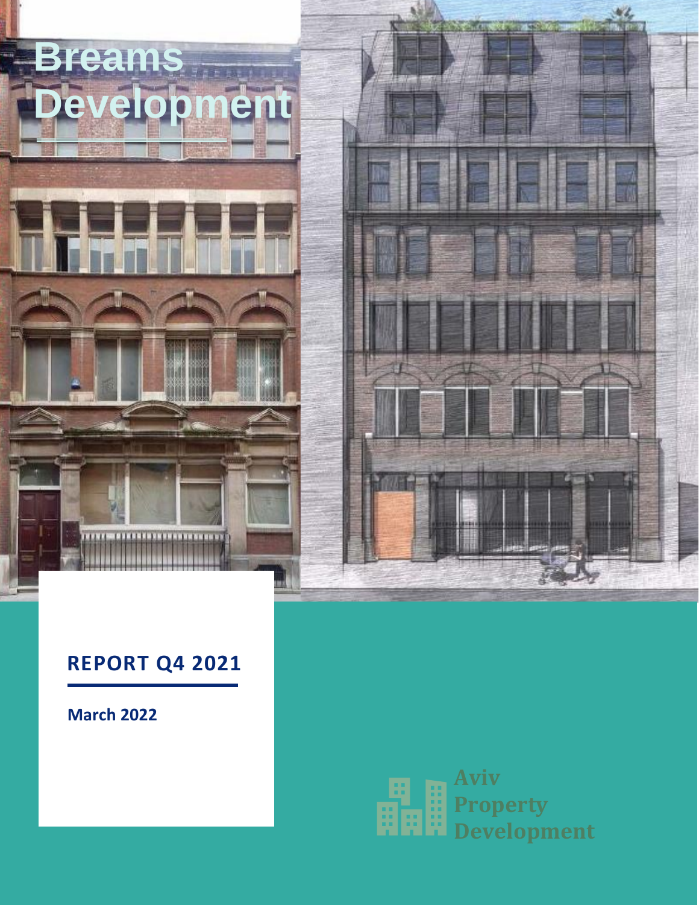# Breams Development

## REPORT Q4 2021

**March 2022**

Aviv Property Development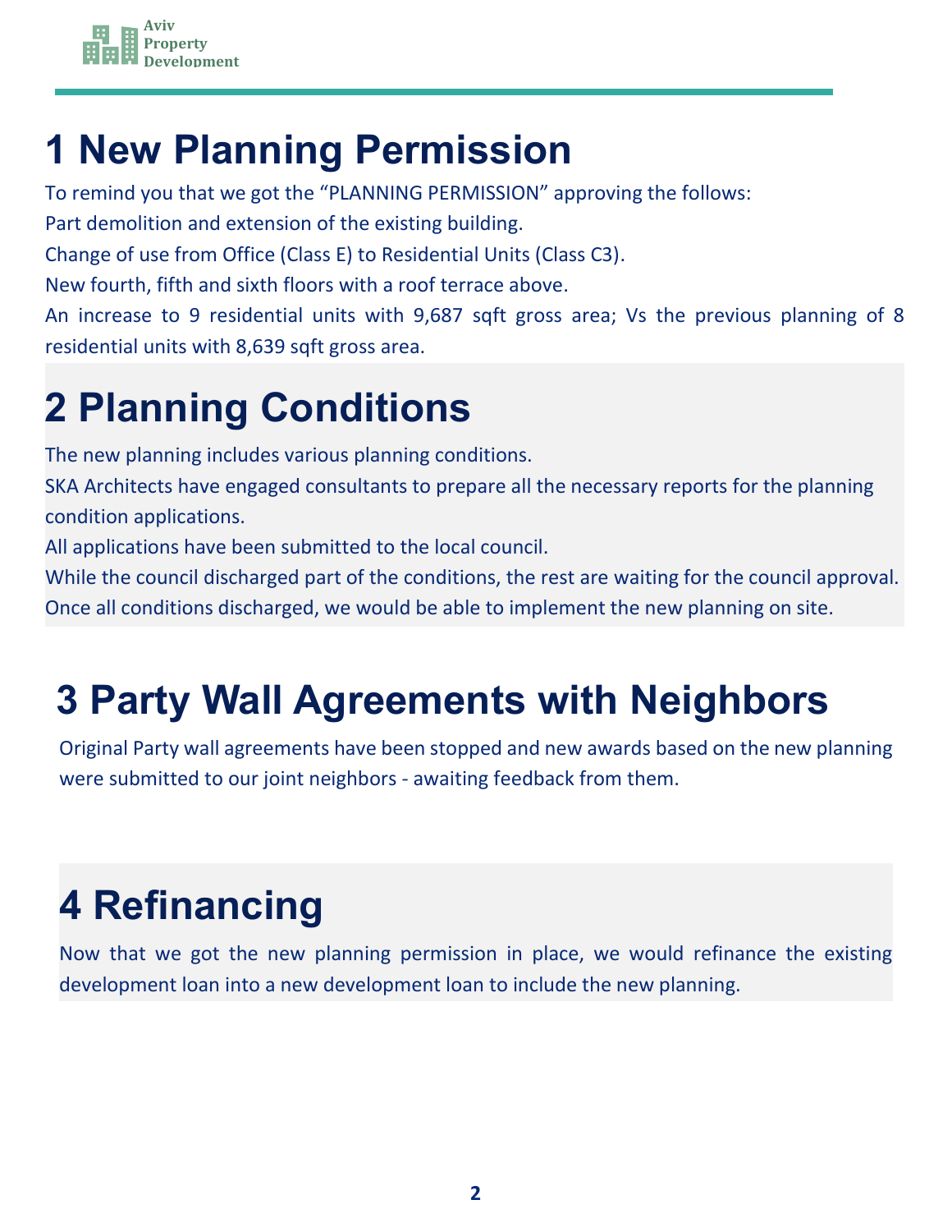# 1 New Planning Permission

To remind you that we got the "PLANNING PERMISSION" approving the follows:

Part demolition and extension of the existing building.

Change of use from Office (Class E) to Residential Units (Class C3).

New fourth, fifth and sixth floors with a roof terrace above.

An increase to 9 residential units with 9,687 sqft gross area; Vs the previous planning of 8 residential units with 8,639 sqft gross area.

# 2 Planning Conditions

The new planning includes various planning conditions.

SKA Architects have engaged consultants to prepare all the necessary reports for the planning condition applications.

All applications have been submitted to the local council.

While the council discharged part of the conditions, the rest are waiting for the council approval.

Once all conditions discharged, we would be able to implement the new planning on site.

# 3 Party Wall Agreements with Neighbors

Original Party wall agreements have been stopped and new awards based on the new planning were submitted to our joint neighbors - awaiting feedback from them.

# 4 Refinancing

Now that we got the new planning permission in place, we would refinance the existing development loan into a new development loan to include the new planning.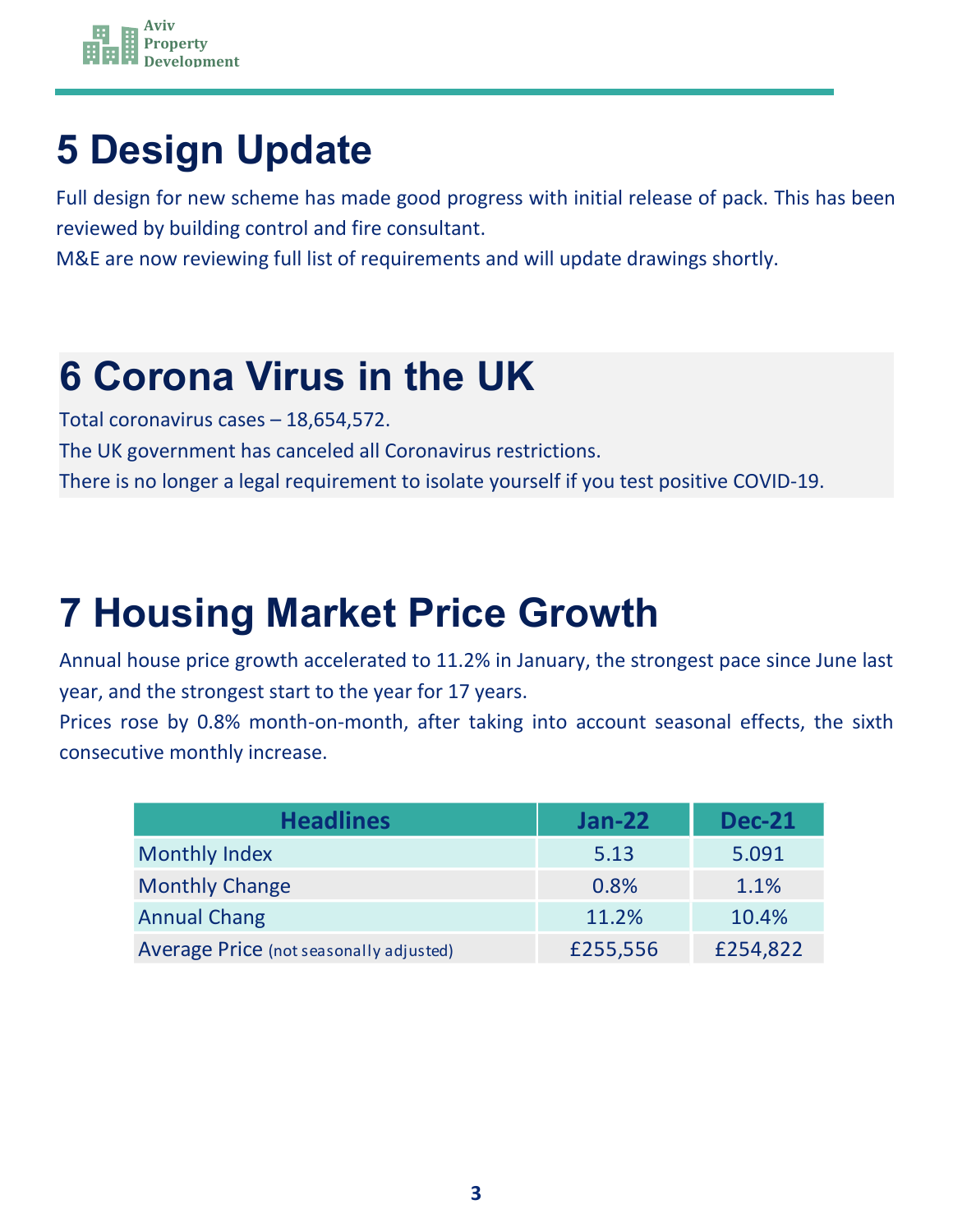# 5 Design Update

Full design for new scheme has made good progress with initial release of pack. This has been reviewed by building control and fire consultant.

M&E are now reviewing full list of requirements and will update drawings shortly.

# 6 Corona Virus in the UK

Total coronavirus cases – 18,654,572.

The UK government has canceled all Coronavirus restrictions.

There is no longer a legal requirement to isolate yourself if you test positive COVID-19.

# 7 Housing Market Price Growth

Annual house price growth accelerated to 11.2% in January, the strongest pace since June last year, and the strongest start to the year for 17 years.

Prices rose by 0.8% month-on-month, after taking into account seasonal effects, the sixth consecutive monthly increase.

| Headlines | Jan-22 | Dec-21 |
|---|---|---|
| Monthly Index | 5.13 | 5.091 |
| Monthly Change | 0.8% | 1.1% |
| Annual Chang | 11.2% | 10.4% |
| Average Price (not seasonally adjusted) | £255,556 | £254,822 |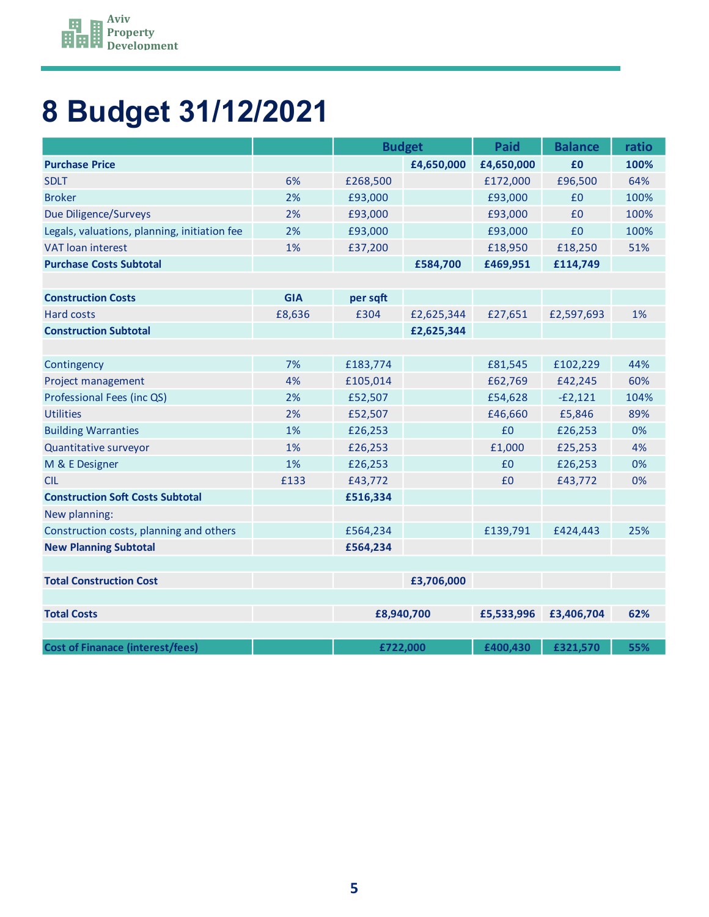# 8 Budget 31/12/2021

| | | Budget | | Paid | Balance | ratio |
|---|---|---|---|---|---|---|
| **Purchase Price** | | | **£4,650,000** | **£4,650,000** | **£0** | **100%** |
| SDLT | 6% | £268,500 | | £172,000 | £96,500 | 64% |
| Broker | 2% | £93,000 | | £93,000 | £0 | 100% |
| Due Diligence/Surveys | 2% | £93,000 | | £93,000 | £0 | 100% |
| Legals, valuations, planning, initiation fee | 2% | £93,000 | | £93,000 | £0 | 100% |
| VAT loan interest | 1% | £37,200 | | £18,950 | £18,250 | 51% |
| **Purchase Costs Subtotal** | | | **£584,700** | **£469,951** | **£114,749** | |
| | | | | | | |
| **Construction Costs** | **GIA** | **per sqft** | | | | |
| Hard costs | £8,636 | £304 | £2,625,344 | £27,651 | £2,597,693 | 1% |
| **Construction Subtotal** | | | **£2,625,344** | | | |
| | | | | | | |
| Contingency | 7% | £183,774 | | £81,545 | £102,229 | 44% |
| Project management | 4% | £105,014 | | £62,769 | £42,245 | 60% |
| Professional Fees (inc QS) | 2% | £52,507 | | £54,628 | -£2,121 | 104% |
| Utilities | 2% | £52,507 | | £46,660 | £5,846 | 89% |
| Building Warranties | 1% | £26,253 | | £0 | £26,253 | 0% |
| Quantitative surveyor | 1% | £26,253 | | £1,000 | £25,253 | 4% |
| M & E Designer | 1% | £26,253 | | £0 | £26,253 | 0% |
| CIL | £133 | £43,772 | | £0 | £43,772 | 0% |
| **Construction Soft Costs Subtotal** | | **£516,334** | | | | |
| New planning: | | | | | | |
| Construction costs, planning and others | | £564,234 | | £139,791 | £424,443 | 25% |
| **New Planning Subtotal** | | **£564,234** | | | | |
| | | | | | | |
| **Total Construction Cost** | | | **£3,706,000** | | | |
| | | | | | | |
| **Total Costs** | | **£8,940,700** | | **£5,533,996** | **£3,406,704** | **62%** |
| | | | | | | |
| **Cost of Finanace (interest/fees)** | | **£722,000** | | **£400,430** | **£321,570** | **55%** |